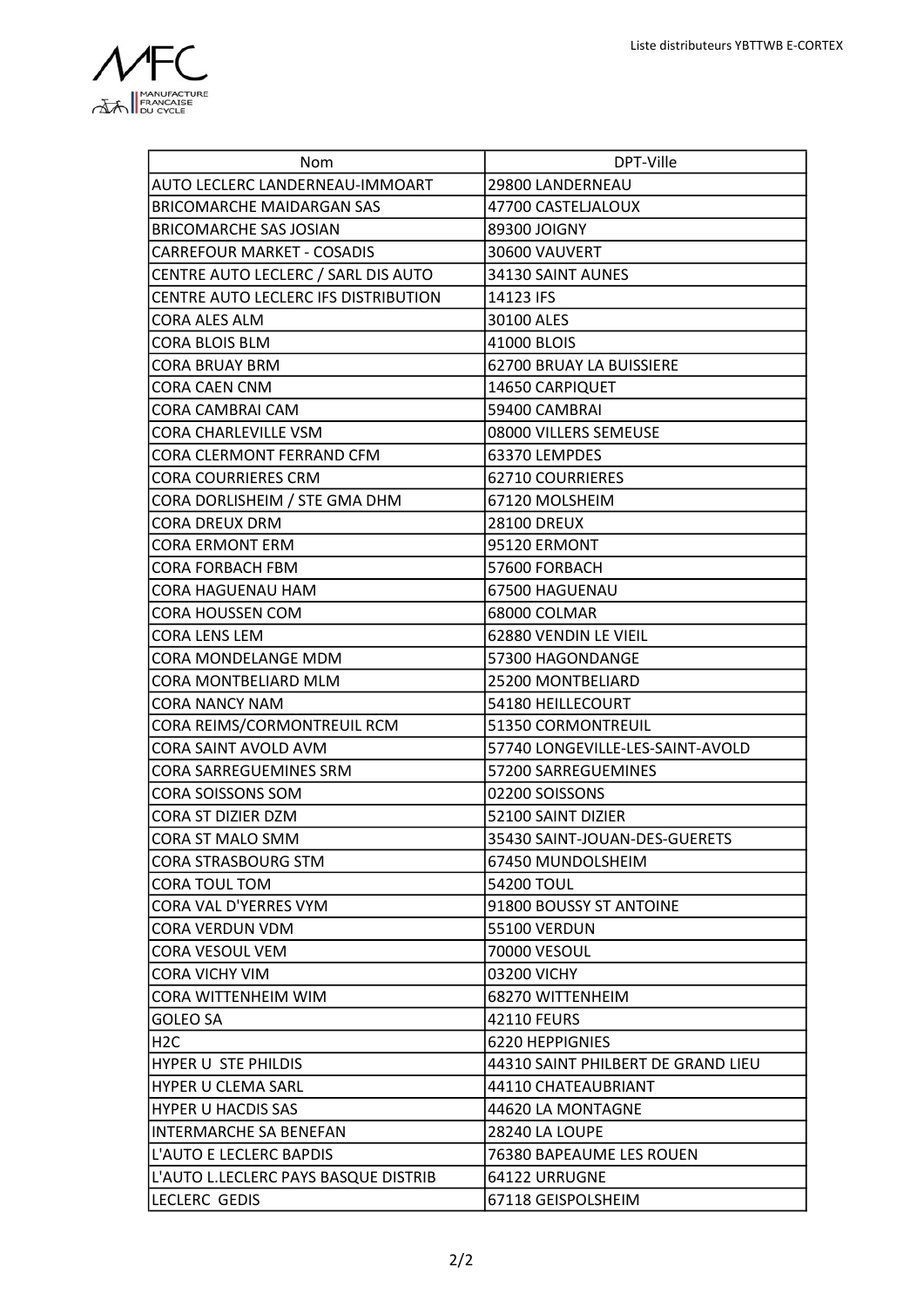| Nom | DPT-Ville |
| --- | --- |
| AUTO LECLERC LANDERNEAU-IMMOART | 29800 LANDERNEAU |
| BRICOMARCHE MAIDARGAN SAS | 47700 CASTELJALOUX |
| BRICOMARCHE SAS JOSIAN | 89300 JOIGNY |
| CARREFOUR MARKET - COSADIS | 30600 VAUVERT |
| CENTRE AUTO LECLERC / SARL DIS AUTO | 34130 SAINT AUNES |
| CENTRE AUTO LECLERC IFS DISTRIBUTION | 14123 IFS |
| CORA ALES ALM | 30100 ALES |
| CORA BLOIS BLM | 41000 BLOIS |
| CORA BRUAY BRM | 62700 BRUAY LA BUISSIERE |
| CORA CAEN CNM | 14650 CARPIQUET |
| CORA CAMBRAI CAM | 59400 CAMBRAI |
| CORA CHARLEVILLE VSM | 08000 VILLERS SEMEUSE |
| CORA CLERMONT FERRAND CFM | 63370 LEMPDES |
| CORA COURRIERES CRM | 62710 COURRIERES |
| CORA DORLISHEIM / STE GMA DHM | 67120 MOLSHEIM |
| CORA DREUX DRM | 28100 DREUX |
| CORA ERMONT ERM | 95120 ERMONT |
| CORA FORBACH FBM | 57600 FORBACH |
| CORA HAGUENAU HAM | 67500 HAGUENAU |
| CORA HOUSSEN COM | 68000 COLMAR |
| CORA LENS LEM | 62880 VENDIN LE VIEIL |
| CORA MONDELANGE MDM | 57300 HAGONDANGE |
| CORA MONTBELIARD MLM | 25200 MONTBELIARD |
| CORA NANCY NAM | 54180 HEILLECOURT |
| CORA REIMS/CORMONTREUIL RCM | 51350 CORMONTREUIL |
| CORA SAINT AVOLD AVM | 57740 LONGEVILLE-LES-SAINT-AVOLD |
| CORA SARREGUEMINES SRM | 57200 SARREGUEMINES |
| CORA SOISSONS SOM | 02200 SOISSONS |
| CORA ST DIZIER DZM | 52100 SAINT DIZIER |
| CORA ST MALO SMM | 35430 SAINT-JOUAN-DES-GUERETS |
| CORA STRASBOURG STM | 67450 MUNDOLSHEIM |
| CORA TOUL TOM | 54200 TOUL |
| CORA VAL D'YERRES VYM | 91800 BOUSSY ST ANTOINE |
| CORA VERDUN VDM | 55100 VERDUN |
| CORA VESOUL VEM | 70000 VESOUL |
| CORA VICHY VIM | 03200 VICHY |
| CORA WITTENHEIM WIM | 68270 WITTENHEIM |
| GOLEO SA | 42110 FEURS |
| H2C | 6220 HEPPIGNIES |
| HYPER U STE PHILDIS | 44310 SAINT PHILBERT DE GRAND LIEU |
| HYPER U CLEMA SARL | 44110 CHATEAUBRIANT |
| HYPER U HACDIS SAS | 44620 LA MONTAGNE |
| INTERMARCHE SA BENEFAN | 28240 LA LOUPE |
| L'AUTO E LECLERC BAPDIS | 76380 BAPEAUME LES ROUEN |
| L'AUTO L.LECLERC PAYS BASQUE DISTRIB | 64122 URRUGNE |
| LECLERC GEDIS | 67118 GEISPOLSHEIM |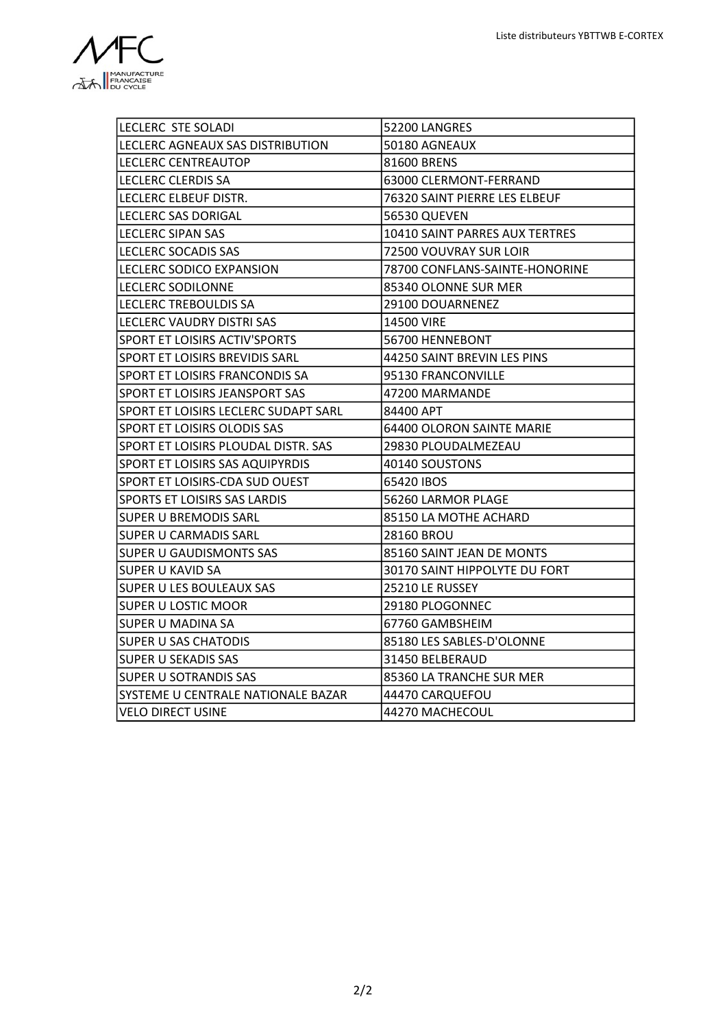| | |
|---|---|
| LECLERC  STE SOLADI | 52200 LANGRES |
| LECLERC AGNEAUX SAS DISTRIBUTION | 50180 AGNEAUX |
| LECLERC CENTREAUTOP | 81600 BRENS |
| LECLERC CLERDIS SA | 63000 CLERMONT-FERRAND |
| LECLERC ELBEUF DISTR. | 76320 SAINT PIERRE LES ELBEUF |
| LECLERC SAS DORIGAL | 56530 QUEVEN |
| LECLERC SIPAN SAS | 10410 SAINT PARRES AUX TERTRES |
| LECLERC SOCADIS SAS | 72500 VOUVRAY SUR LOIR |
| LECLERC SODICO EXPANSION | 78700 CONFLANS-SAINTE-HONORINE |
| LECLERC SODILONNE | 85340 OLONNE SUR MER |
| LECLERC TREBOULDIS SA | 29100 DOUARNENEZ |
| LECLERC VAUDRY DISTRI SAS | 14500 VIRE |
| SPORT ET LOISIRS ACTIV'SPORTS | 56700 HENNEBONT |
| SPORT ET LOISIRS BREVIDIS SARL | 44250 SAINT BREVIN LES PINS |
| SPORT ET LOISIRS FRANCONDIS SA | 95130 FRANCONVILLE |
| SPORT ET LOISIRS JEANSPORT SAS | 47200 MARMANDE |
| SPORT ET LOISIRS LECLERC SUDAPT SARL | 84400 APT |
| SPORT ET LOISIRS OLODIS SAS | 64400 OLORON SAINTE MARIE |
| SPORT ET LOISIRS PLOUDAL DISTR. SAS | 29830 PLOUDALMEZEAU |
| SPORT ET LOISIRS SAS AQUIPYRDIS | 40140 SOUSTONS |
| SPORT ET LOISIRS-CDA SUD OUEST | 65420 IBOS |
| SPORTS ET LOISIRS SAS LARDIS | 56260 LARMOR PLAGE |
| SUPER U BREMODIS SARL | 85150 LA MOTHE ACHARD |
| SUPER U CARMADIS SARL | 28160 BROU |
| SUPER U GAUDISMONTS SAS | 85160 SAINT JEAN DE MONTS |
| SUPER U KAVID SA | 30170 SAINT HIPPOLYTE DU FORT |
| SUPER U LES BOULEAUX SAS | 25210 LE RUSSEY |
| SUPER U LOSTIC MOOR | 29180 PLOGONNEC |
| SUPER U MADINA SA | 67760 GAMBSHEIM |
| SUPER U SAS CHATODIS | 85180 LES SABLES-D'OLONNE |
| SUPER U SEKADIS SAS | 31450 BELBERAUD |
| SUPER U SOTRANDIS SAS | 85360 LA TRANCHE SUR MER |
| SYSTEME U CENTRALE NATIONALE BAZAR | 44470 CARQUEFOU |
| VELO DIRECT USINE | 44270 MACHECOUL |